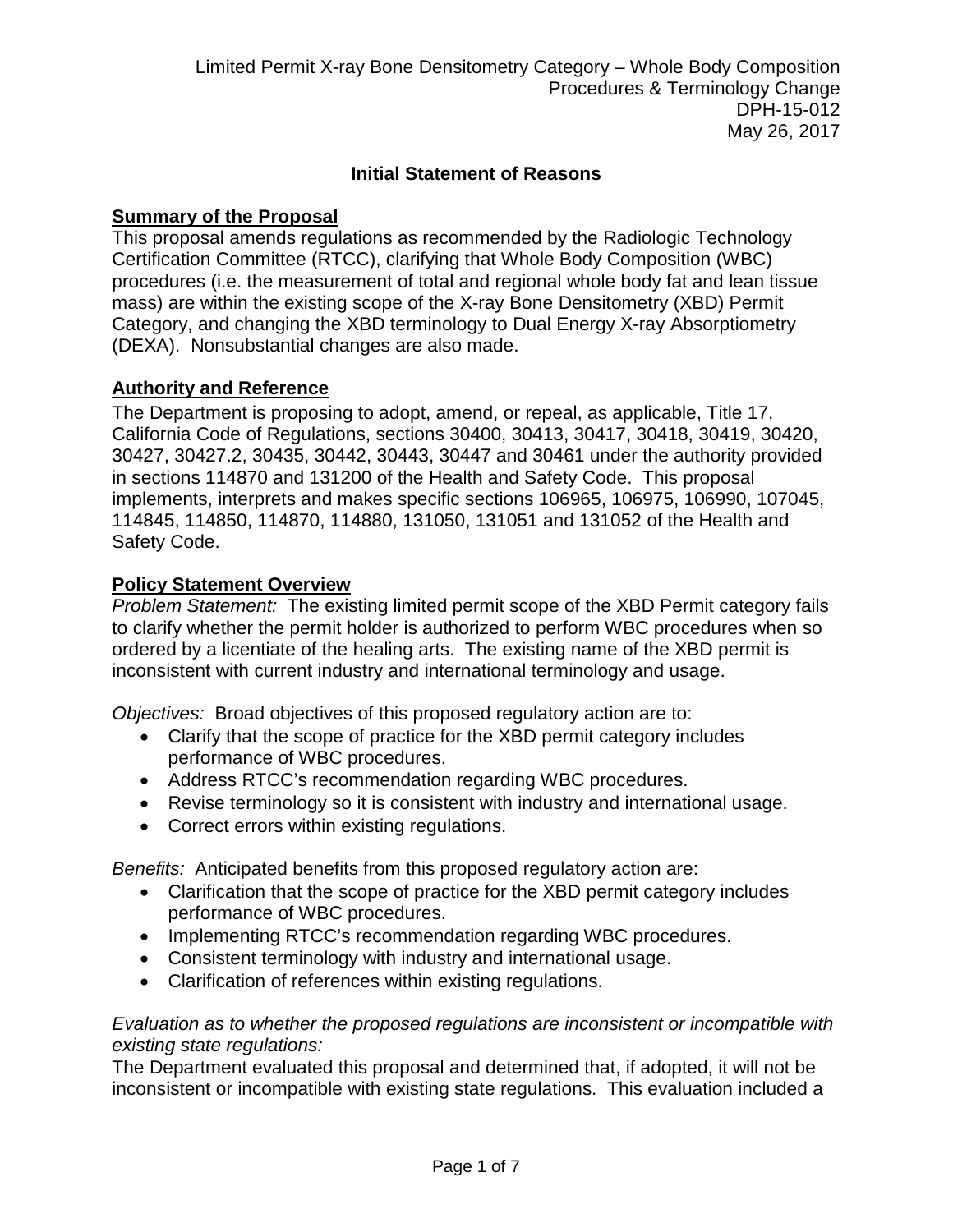Limited Permit X-ray Bone Densitometry Category – Whole Body Composition Procedures & Terminology Change
DPH-15-012
May 26, 2017

# Initial Statement of Reasons

## Summary of the Proposal

This proposal amends regulations as recommended by the Radiologic Technology Certification Committee (RTCC), clarifying that Whole Body Composition (WBC) procedures (i.e. the measurement of total and regional whole body fat and lean tissue mass) are within the existing scope of the X-ray Bone Densitometry (XBD) Permit Category, and changing the XBD terminology to Dual Energy X-ray Absorptiometry (DEXA). Nonsubstantial changes are also made.

## Authority and Reference

The Department is proposing to adopt, amend, or repeal, as applicable, Title 17, California Code of Regulations, sections 30400, 30413, 30417, 30418, 30419, 30420, 30427, 30427.2, 30435, 30442, 30443, 30447 and 30461 under the authority provided in sections 114870 and 131200 of the Health and Safety Code. This proposal implements, interprets and makes specific sections 106965, 106975, 106990, 107045, 114845, 114850, 114870, 114880, 131050, 131051 and 131052 of the Health and Safety Code.

## Policy Statement Overview

*Problem Statement:* The existing limited permit scope of the XBD Permit category fails to clarify whether the permit holder is authorized to perform WBC procedures when so ordered by a licentiate of the healing arts. The existing name of the XBD permit is inconsistent with current industry and international terminology and usage.

*Objectives:* Broad objectives of this proposed regulatory action are to:

- Clarify that the scope of practice for the XBD permit category includes performance of WBC procedures.
- Address RTCC's recommendation regarding WBC procedures.
- Revise terminology so it is consistent with industry and international usage.
- Correct errors within existing regulations.

*Benefits:* Anticipated benefits from this proposed regulatory action are:

- Clarification that the scope of practice for the XBD permit category includes performance of WBC procedures.
- Implementing RTCC's recommendation regarding WBC procedures.
- Consistent terminology with industry and international usage.
- Clarification of references within existing regulations.

*Evaluation as to whether the proposed regulations are inconsistent or incompatible with existing state regulations:*

The Department evaluated this proposal and determined that, if adopted, it will not be inconsistent or incompatible with existing state regulations. This evaluation included a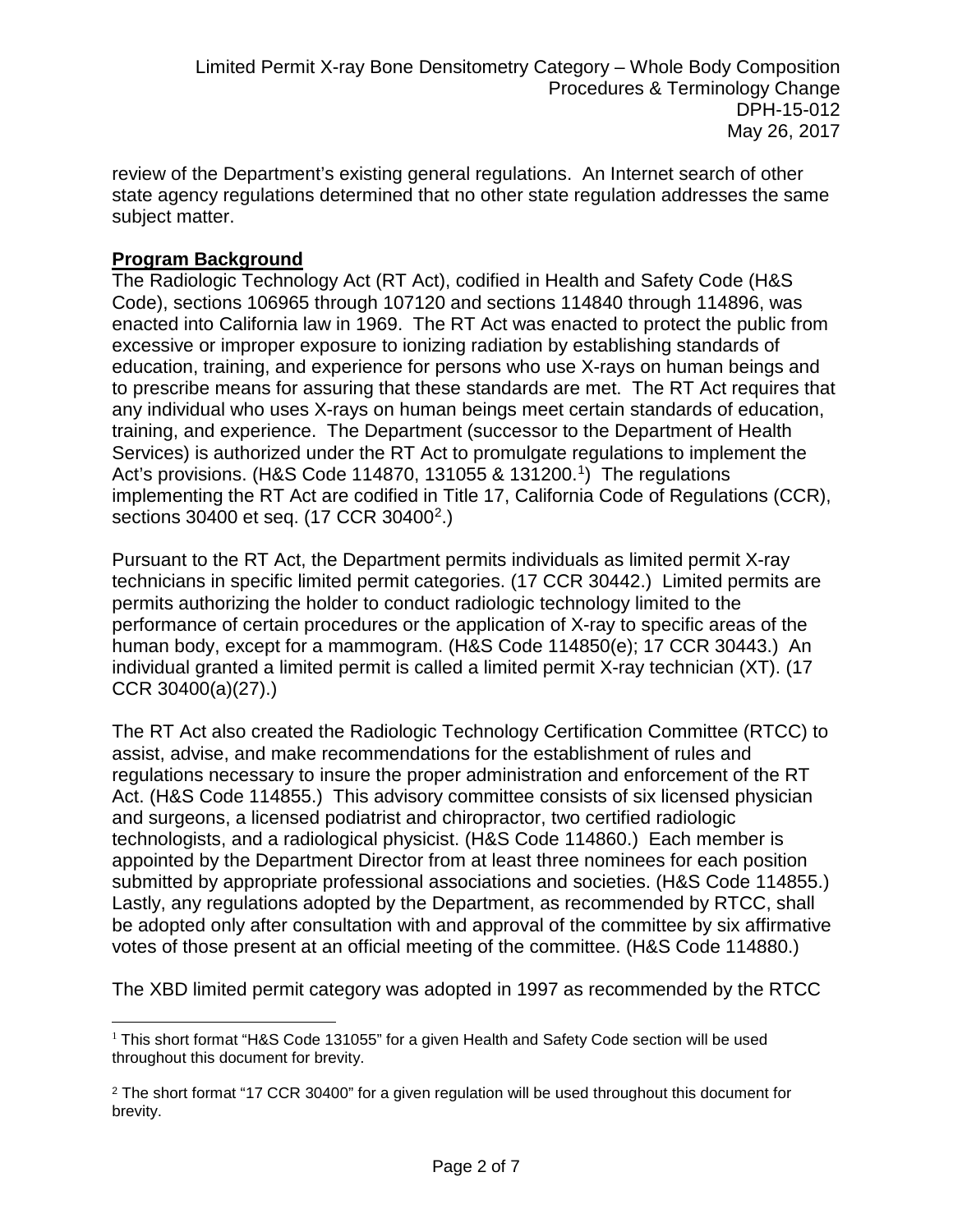review of the Department's existing general regulations. An Internet search of other state agency regulations determined that no other state regulation addresses the same subject matter.

**Program Background**

The Radiologic Technology Act (RT Act), codified in Health and Safety Code (H&S Code), sections 106965 through 107120 and sections 114840 through 114896, was enacted into California law in 1969. The RT Act was enacted to protect the public from excessive or improper exposure to ionizing radiation by establishing standards of education, training, and experience for persons who use X-rays on human beings and to prescribe means for assuring that these standards are met. The RT Act requires that any individual who uses X-rays on human beings meet certain standards of education, training, and experience. The Department (successor to the Department of Health Services) is authorized under the RT Act to promulgate regulations to implement the Act's provisions. (H&S Code 114870, 131055 & 131200.[1]) The regulations implementing the RT Act are codified in Title 17, California Code of Regulations (CCR), sections 30400 et seq. (17 CCR 30400[2].)

Pursuant to the RT Act, the Department permits individuals as limited permit X-ray technicians in specific limited permit categories. (17 CCR 30442.) Limited permits are permits authorizing the holder to conduct radiologic technology limited to the performance of certain procedures or the application of X-ray to specific areas of the human body, except for a mammogram. (H&S Code 114850(e); 17 CCR 30443.) An individual granted a limited permit is called a limited permit X-ray technician (XT). (17 CCR 30400(a)(27).)

The RT Act also created the Radiologic Technology Certification Committee (RTCC) to assist, advise, and make recommendations for the establishment of rules and regulations necessary to insure the proper administration and enforcement of the RT Act. (H&S Code 114855.) This advisory committee consists of six licensed physician and surgeons, a licensed podiatrist and chiropractor, two certified radiologic technologists, and a radiological physicist. (H&S Code 114860.) Each member is appointed by the Department Director from at least three nominees for each position submitted by appropriate professional associations and societies. (H&S Code 114855.) Lastly, any regulations adopted by the Department, as recommended by RTCC, shall be adopted only after consultation with and approval of the committee by six affirmative votes of those present at an official meeting of the committee. (H&S Code 114880.)

The XBD limited permit category was adopted in 1997 as recommended by the RTCC

---

[1] This short format "H&S Code 131055" for a given Health and Safety Code section will be used throughout this document for brevity.

[2] The short format "17 CCR 30400" for a given regulation will be used throughout this document for brevity.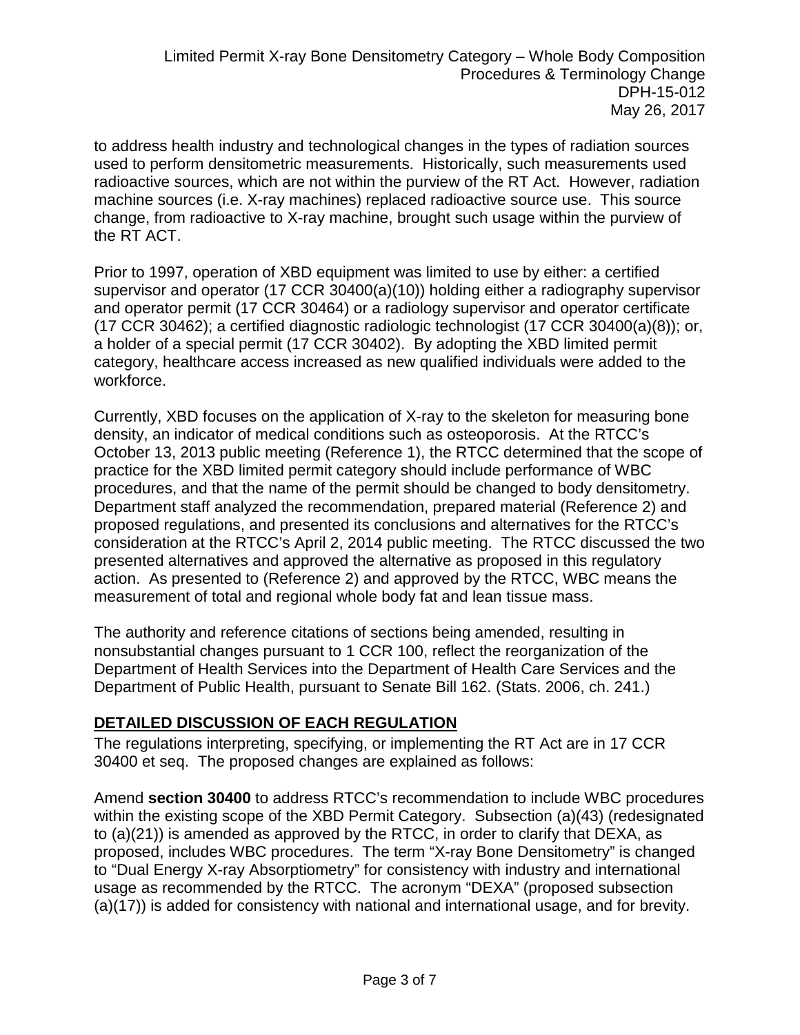to address health industry and technological changes in the types of radiation sources used to perform densitometric measurements. Historically, such measurements used radioactive sources, which are not within the purview of the RT Act. However, radiation machine sources (i.e. X-ray machines) replaced radioactive source use. This source change, from radioactive to X-ray machine, brought such usage within the purview of the RT ACT.

Prior to 1997, operation of XBD equipment was limited to use by either: a certified supervisor and operator (17 CCR 30400(a)(10)) holding either a radiography supervisor and operator permit (17 CCR 30464) or a radiology supervisor and operator certificate (17 CCR 30462); a certified diagnostic radiologic technologist (17 CCR 30400(a)(8)); or, a holder of a special permit (17 CCR 30402). By adopting the XBD limited permit category, healthcare access increased as new qualified individuals were added to the workforce.

Currently, XBD focuses on the application of X-ray to the skeleton for measuring bone density, an indicator of medical conditions such as osteoporosis. At the RTCC's October 13, 2013 public meeting (Reference 1), the RTCC determined that the scope of practice for the XBD limited permit category should include performance of WBC procedures, and that the name of the permit should be changed to body densitometry. Department staff analyzed the recommendation, prepared material (Reference 2) and proposed regulations, and presented its conclusions and alternatives for the RTCC's consideration at the RTCC's April 2, 2014 public meeting. The RTCC discussed the two presented alternatives and approved the alternative as proposed in this regulatory action. As presented to (Reference 2) and approved by the RTCC, WBC means the measurement of total and regional whole body fat and lean tissue mass.

The authority and reference citations of sections being amended, resulting in nonsubstantial changes pursuant to 1 CCR 100, reflect the reorganization of the Department of Health Services into the Department of Health Care Services and the Department of Public Health, pursuant to Senate Bill 162. (Stats. 2006, ch. 241.)

## DETAILED DISCUSSION OF EACH REGULATION

The regulations interpreting, specifying, or implementing the RT Act are in 17 CCR 30400 et seq. The proposed changes are explained as follows:

Amend **section 30400** to address RTCC's recommendation to include WBC procedures within the existing scope of the XBD Permit Category. Subsection (a)(43) (redesignated to (a)(21)) is amended as approved by the RTCC, in order to clarify that DEXA, as proposed, includes WBC procedures. The term "X-ray Bone Densitometry" is changed to "Dual Energy X-ray Absorptiometry" for consistency with industry and international usage as recommended by the RTCC. The acronym "DEXA" (proposed subsection (a)(17)) is added for consistency with national and international usage, and for brevity.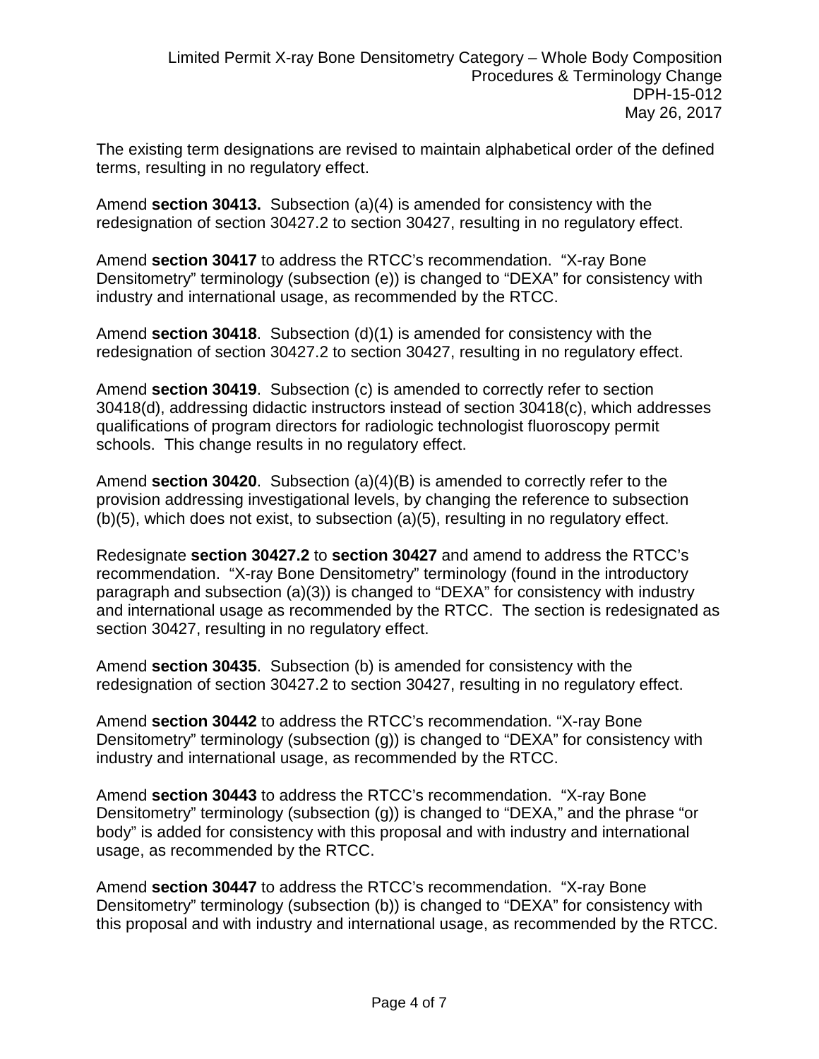The existing term designations are revised to maintain alphabetical order of the defined terms, resulting in no regulatory effect.

Amend **section 30413.** Subsection (a)(4) is amended for consistency with the redesignation of section 30427.2 to section 30427, resulting in no regulatory effect.

Amend **section 30417** to address the RTCC's recommendation. "X-ray Bone Densitometry" terminology (subsection (e)) is changed to "DEXA" for consistency with industry and international usage, as recommended by the RTCC.

Amend **section 30418**. Subsection (d)(1) is amended for consistency with the redesignation of section 30427.2 to section 30427, resulting in no regulatory effect.

Amend **section 30419**. Subsection (c) is amended to correctly refer to section 30418(d), addressing didactic instructors instead of section 30418(c), which addresses qualifications of program directors for radiologic technologist fluoroscopy permit schools. This change results in no regulatory effect.

Amend **section 30420**. Subsection (a)(4)(B) is amended to correctly refer to the provision addressing investigational levels, by changing the reference to subsection (b)(5), which does not exist, to subsection (a)(5), resulting in no regulatory effect.

Redesignate **section 30427.2** to **section 30427** and amend to address the RTCC's recommendation. "X-ray Bone Densitometry" terminology (found in the introductory paragraph and subsection (a)(3)) is changed to "DEXA" for consistency with industry and international usage as recommended by the RTCC. The section is redesignated as section 30427, resulting in no regulatory effect.

Amend **section 30435**. Subsection (b) is amended for consistency with the redesignation of section 30427.2 to section 30427, resulting in no regulatory effect.

Amend **section 30442** to address the RTCC's recommendation. "X-ray Bone Densitometry" terminology (subsection (g)) is changed to "DEXA" for consistency with industry and international usage, as recommended by the RTCC.

Amend **section 30443** to address the RTCC's recommendation. "X-ray Bone Densitometry" terminology (subsection (g)) is changed to "DEXA," and the phrase "or body" is added for consistency with this proposal and with industry and international usage, as recommended by the RTCC.

Amend **section 30447** to address the RTCC's recommendation. "X-ray Bone Densitometry" terminology (subsection (b)) is changed to "DEXA" for consistency with this proposal and with industry and international usage, as recommended by the RTCC.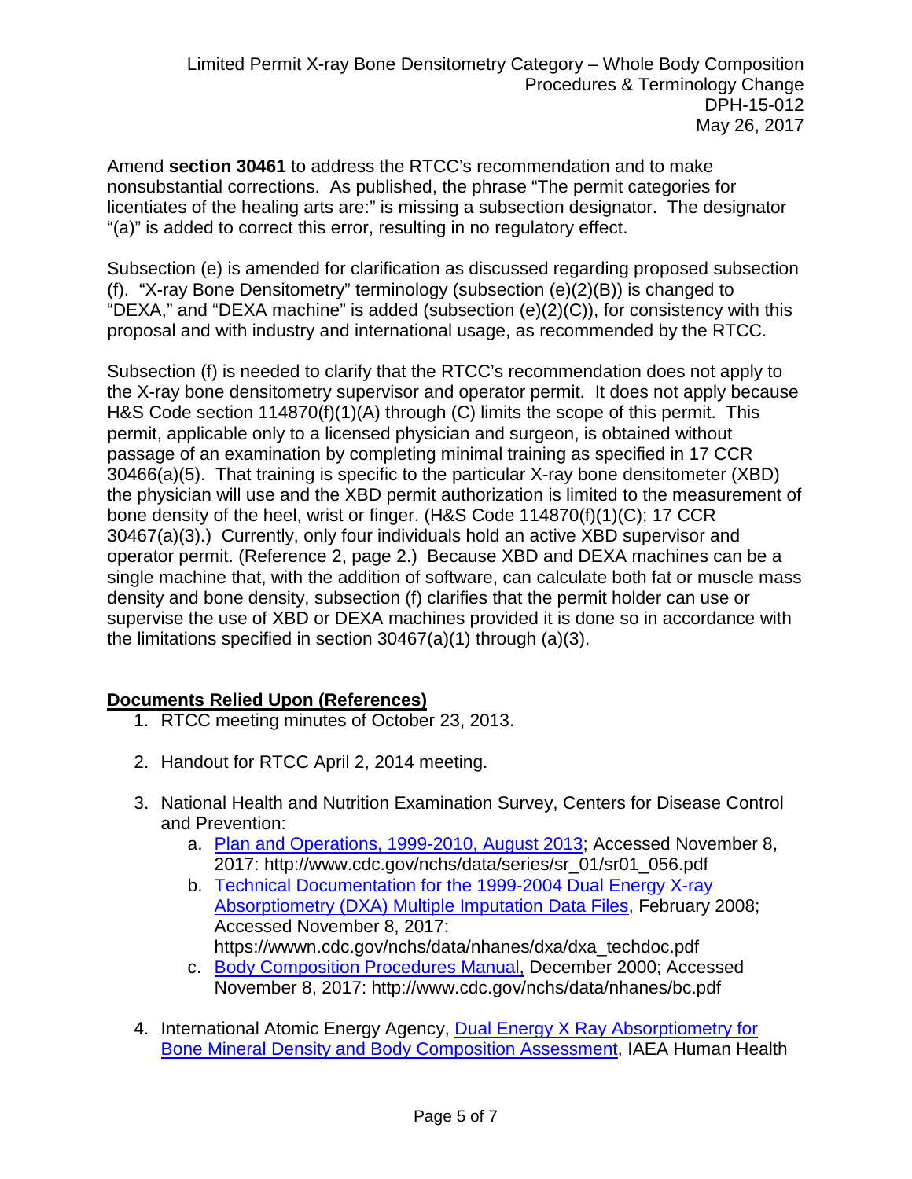Amend **section 30461** to address the RTCC's recommendation and to make nonsubstantial corrections. As published, the phrase "The permit categories for licentiates of the healing arts are:" is missing a subsection designator. The designator "(a)" is added to correct this error, resulting in no regulatory effect.

Subsection (e) is amended for clarification as discussed regarding proposed subsection (f). "X-ray Bone Densitometry" terminology (subsection (e)(2)(B)) is changed to "DEXA," and "DEXA machine" is added (subsection (e)(2)(C)), for consistency with this proposal and with industry and international usage, as recommended by the RTCC.

Subsection (f) is needed to clarify that the RTCC's recommendation does not apply to the X-ray bone densitometry supervisor and operator permit. It does not apply because H&S Code section 114870(f)(1)(A) through (C) limits the scope of this permit. This permit, applicable only to a licensed physician and surgeon, is obtained without passage of an examination by completing minimal training as specified in 17 CCR 30466(a)(5). That training is specific to the particular X-ray bone densitometer (XBD) the physician will use and the XBD permit authorization is limited to the measurement of bone density of the heel, wrist or finger. (H&S Code 114870(f)(1)(C); 17 CCR 30467(a)(3).) Currently, only four individuals hold an active XBD supervisor and operator permit. (Reference 2, page 2.) Because XBD and DEXA machines can be a single machine that, with the addition of software, can calculate both fat or muscle mass density and bone density, subsection (f) clarifies that the permit holder can use or supervise the use of XBD or DEXA machines provided it is done so in accordance with the limitations specified in section 30467(a)(1) through (a)(3).

## Documents Relied Upon (References)

1. RTCC meeting minutes of October 23, 2013.

2. Handout for RTCC April 2, 2014 meeting.

3. National Health and Nutrition Examination Survey, Centers for Disease Control and Prevention:
   a. Plan and Operations, 1999-2010, August 2013; Accessed November 8, 2017: http://www.cdc.gov/nchs/data/series/sr_01/sr01_056.pdf
   b. Technical Documentation for the 1999-2004 Dual Energy X-ray Absorptiometry (DXA) Multiple Imputation Data Files, February 2008; Accessed November 8, 2017: https://wwwn.cdc.gov/nchs/data/nhanes/dxa/dxa_techdoc.pdf
   c. Body Composition Procedures Manual, December 2000; Accessed November 8, 2017: http://www.cdc.gov/nchs/data/nhanes/bc.pdf

4. International Atomic Energy Agency, Dual Energy X Ray Absorptiometry for Bone Mineral Density and Body Composition Assessment, IAEA Human Health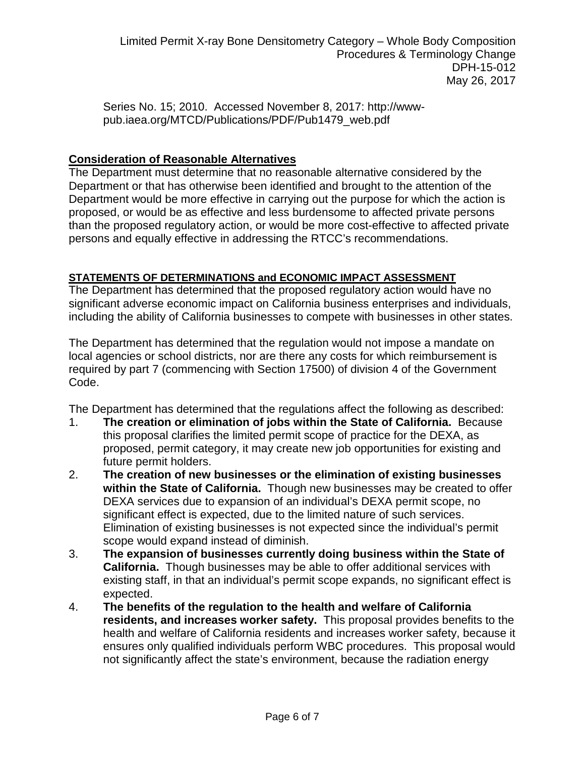Series No. 15; 2010. Accessed November 8, 2017: http://www-pub.iaea.org/MTCD/Publications/PDF/Pub1479_web.pdf

## Consideration of Reasonable Alternatives

The Department must determine that no reasonable alternative considered by the Department or that has otherwise been identified and brought to the attention of the Department would be more effective in carrying out the purpose for which the action is proposed, or would be as effective and less burdensome to affected private persons than the proposed regulatory action, or would be more cost-effective to affected private persons and equally effective in addressing the RTCC's recommendations.

## STATEMENTS OF DETERMINATIONS and ECONOMIC IMPACT ASSESSMENT

The Department has determined that the proposed regulatory action would have no significant adverse economic impact on California business enterprises and individuals, including the ability of California businesses to compete with businesses in other states.

The Department has determined that the regulation would not impose a mandate on local agencies or school districts, nor are there any costs for which reimbursement is required by part 7 (commencing with Section 17500) of division 4 of the Government Code.

The Department has determined that the regulations affect the following as described:

1. **The creation or elimination of jobs within the State of California.** Because this proposal clarifies the limited permit scope of practice for the DEXA, as proposed, permit category, it may create new job opportunities for existing and future permit holders.
2. **The creation of new businesses or the elimination of existing businesses within the State of California.** Though new businesses may be created to offer DEXA services due to expansion of an individual's DEXA permit scope, no significant effect is expected, due to the limited nature of such services. Elimination of existing businesses is not expected since the individual's permit scope would expand instead of diminish.
3. **The expansion of businesses currently doing business within the State of California.** Though businesses may be able to offer additional services with existing staff, in that an individual's permit scope expands, no significant effect is expected.
4. **The benefits of the regulation to the health and welfare of California residents, and increases worker safety.** This proposal provides benefits to the health and welfare of California residents and increases worker safety, because it ensures only qualified individuals perform WBC procedures. This proposal would not significantly affect the state's environment, because the radiation energy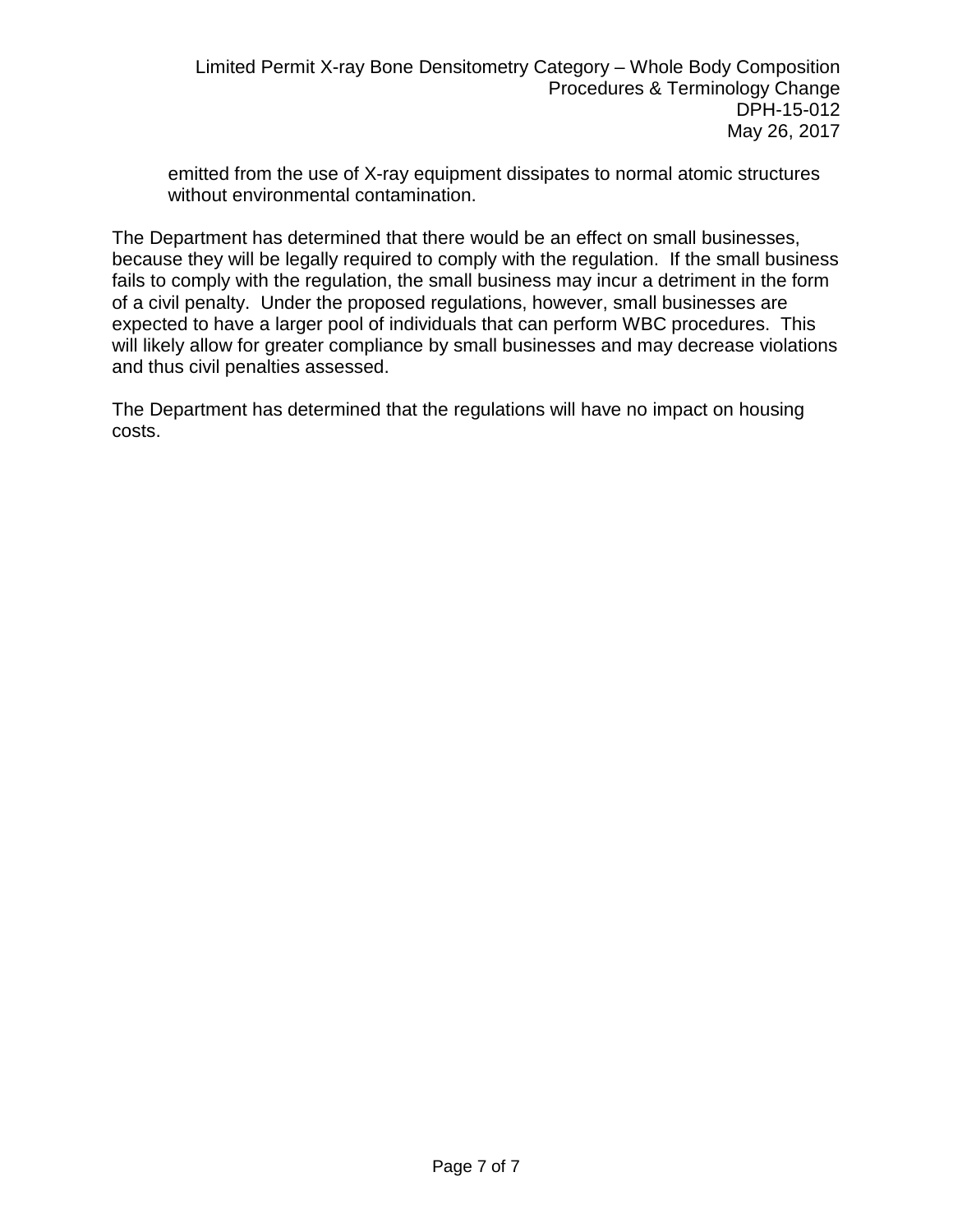emitted from the use of X-ray equipment dissipates to normal atomic structures without environmental contamination.

The Department has determined that there would be an effect on small businesses, because they will be legally required to comply with the regulation.  If the small business fails to comply with the regulation, the small business may incur a detriment in the form of a civil penalty.  Under the proposed regulations, however, small businesses are expected to have a larger pool of individuals that can perform WBC procedures.  This will likely allow for greater compliance by small businesses and may decrease violations and thus civil penalties assessed.

The Department has determined that the regulations will have no impact on housing costs.